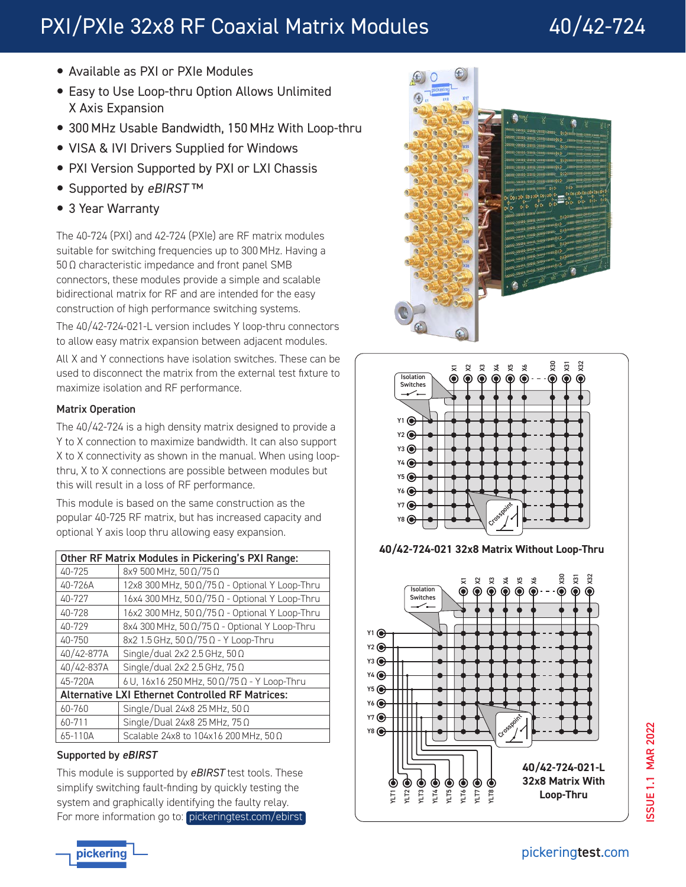# PXI/PXIe 32x8 RF Coaxial Matrix Modules 40/42-724

- Available as PXI or PXIe Modules
- Easy to Use Loop-thru Option Allows Unlimited X Axis Expansion
- 300 MHz Usable Bandwidth, 150 MHz With Loop-thru
- VISA & IVI Drivers Supplied for Windows
- PXI Version Supported by PXI or LXI Chassis
- Supported by *eBIRST* ™
- 3 Year Warranty

The 40-724 (PXI) and 42-724 (PXIe) are RF matrix modules suitable for switching frequencies up to 300 MHz. Having a 50 Ω characteristic impedance and front panel SMB connectors, these modules provide a simple and scalable bidirectional matrix for RF and are intended for the easy construction of high performance switching systems.

The 40/42-724-021-L version includes Y loop-thru connectors to allow easy matrix expansion between adjacent modules.

All X and Y connections have isolation switches. These can be used to disconnect the matrix from the external test fixture to maximize isolation and RF performance.

### Matrix Operation

The 40/42-724 is a high density matrix designed to provide a Y to X connection to maximize bandwidth. It can also support X to X connectivity as shown in the manual. When using loop-thru, X to X connections are possible between modules but this will result in a loss of RF performance.

This module is based on the same construction as the popular 40-725 RF matrix, but has increased capacity and optional Y axis loop thru allowing easy expansion.

| Other RF Matrix Modules in Pickering's PXI Range: | |
|---|---|
| 40-725 | 8x9 500 MHz, 50 Ω/75 Ω |
| 40-726A | 12x8 300 MHz, 50 Ω/75 Ω - Optional Y Loop-Thru |
| 40-727 | 16x4 300 MHz, 50 Ω/75 Ω - Optional Y Loop-Thru |
| 40-728 | 16x2 300 MHz, 50 Ω/75 Ω - Optional Y Loop-Thru |
| 40-729 | 8x4 300 MHz, 50 Ω/75 Ω - Optional Y Loop-Thru |
| 40-750 | 8x2 1.5 GHz, 50 Ω/75 Ω - Y Loop-Thru |
| 40/42-877A | Single/dual 2x2 2.5 GHz, 50 Ω |
| 40/42-837A | Single/dual 2x2 2.5 GHz, 75 Ω |
| 45-720A | 6 U, 16x16 250 MHz, 50 Ω/75 Ω - Y Loop-Thru |
| **Alternative LXI Ethernet Controlled RF Matrices:** | |
| 60-760 | Single/Dual 24x8 25 MHz, 50 Ω |
| 60-711 | Single/Dual 24x8 25 MHz, 75 Ω |
| 65-110A | Scalable 24x8 to 104x16 200 MHz, 50 Ω |

### Supported by *eBIRST*

This module is supported by *eBIRST* test tools. These simplify switching fault-finding by quickly testing the system and graphically identifying the faulty relay. For more information go to: pickeringtest.com/ebirst

**40/42-724-021 32x8 Matrix Without Loop-Thru**

**40/42-724-021-L 32x8 Matrix With Loop-Thru**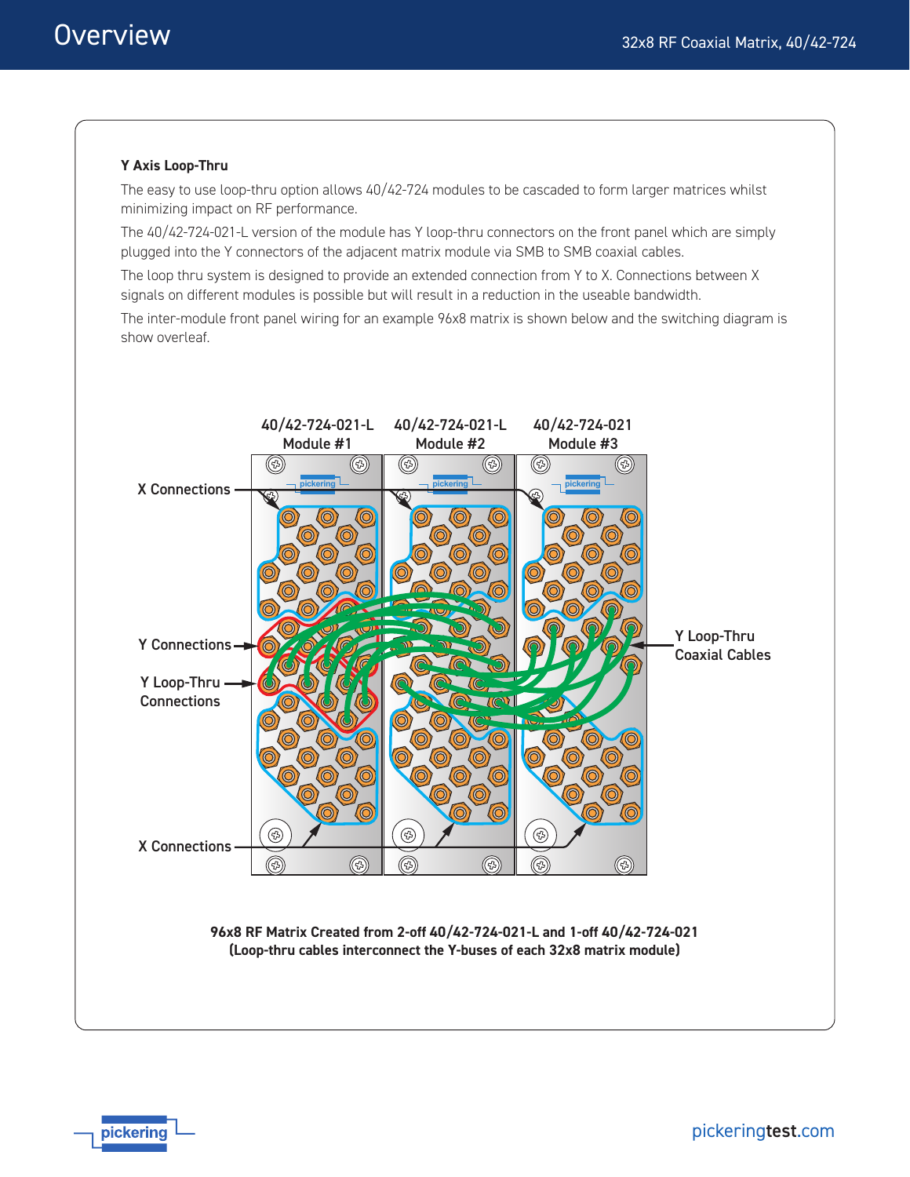### Y Axis Loop-Thru

The easy to use loop-thru option allows 40/42-724 modules to be cascaded to form larger matrices whilst minimizing impact on RF performance.

The 40/42-724-021-L version of the module has Y loop-thru connectors on the front panel which are simply plugged into the Y connectors of the adjacent matrix module via SMB to SMB coaxial cables.

The loop thru system is designed to provide an extended connection from Y to X. Connections between X signals on different modules is possible but will result in a reduction in the useable bandwidth.

The inter-module front panel wiring for an example 96x8 matrix is shown below and the switching diagram is show overleaf.

40/42-724-021-L Module #1 | 40/42-724-021-L Module #2 | 40/42-724-021 Module #3

X Connections

Y Connections

Y Loop-Thru Connections

Y Loop-Thru Coaxial Cables

X Connections

**96x8 RF Matrix Created from 2-off 40/42-724-021-L and 1-off 40/42-724-021**
**(Loop-thru cables interconnect the Y-buses of each 32x8 matrix module)**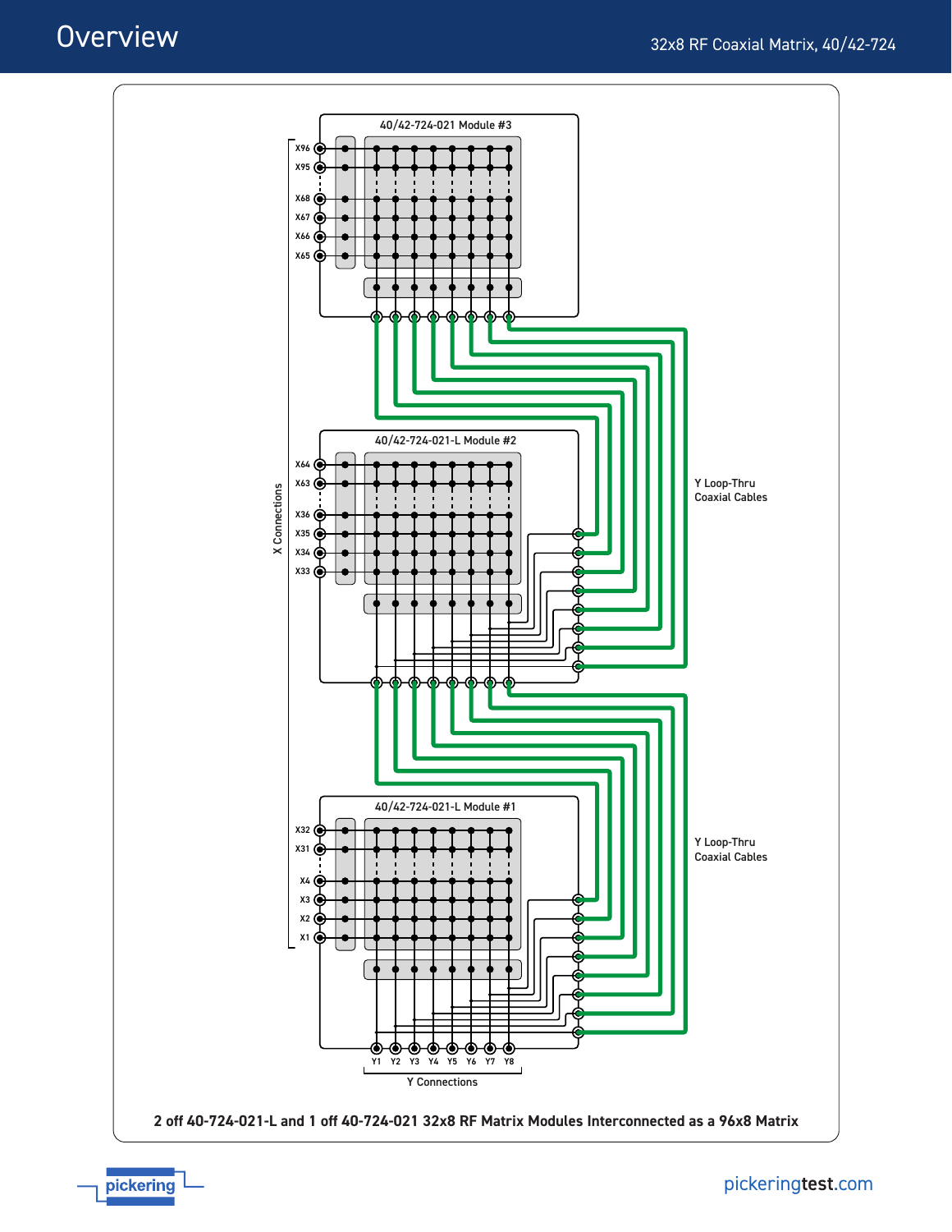# Overview

40/42-724-021 Module #3

X96
X95
X68
X67
X66
X65

40/42-724-021-L Module #2

X64
X63
X36
X35
X34
X33

X Connections

Y Loop-Thru
Coaxial Cables

40/42-724-021-L Module #1

X32
X31
X4
X3
X2
X1

Y Loop-Thru
Coaxial Cables

Y1 Y2 Y3 Y4 Y5 Y6 Y7 Y8

Y Connections

**2 off 40-724-021-L and 1 off 40-724-021 32x8 RF Matrix Modules Interconnected as a 96x8 Matrix**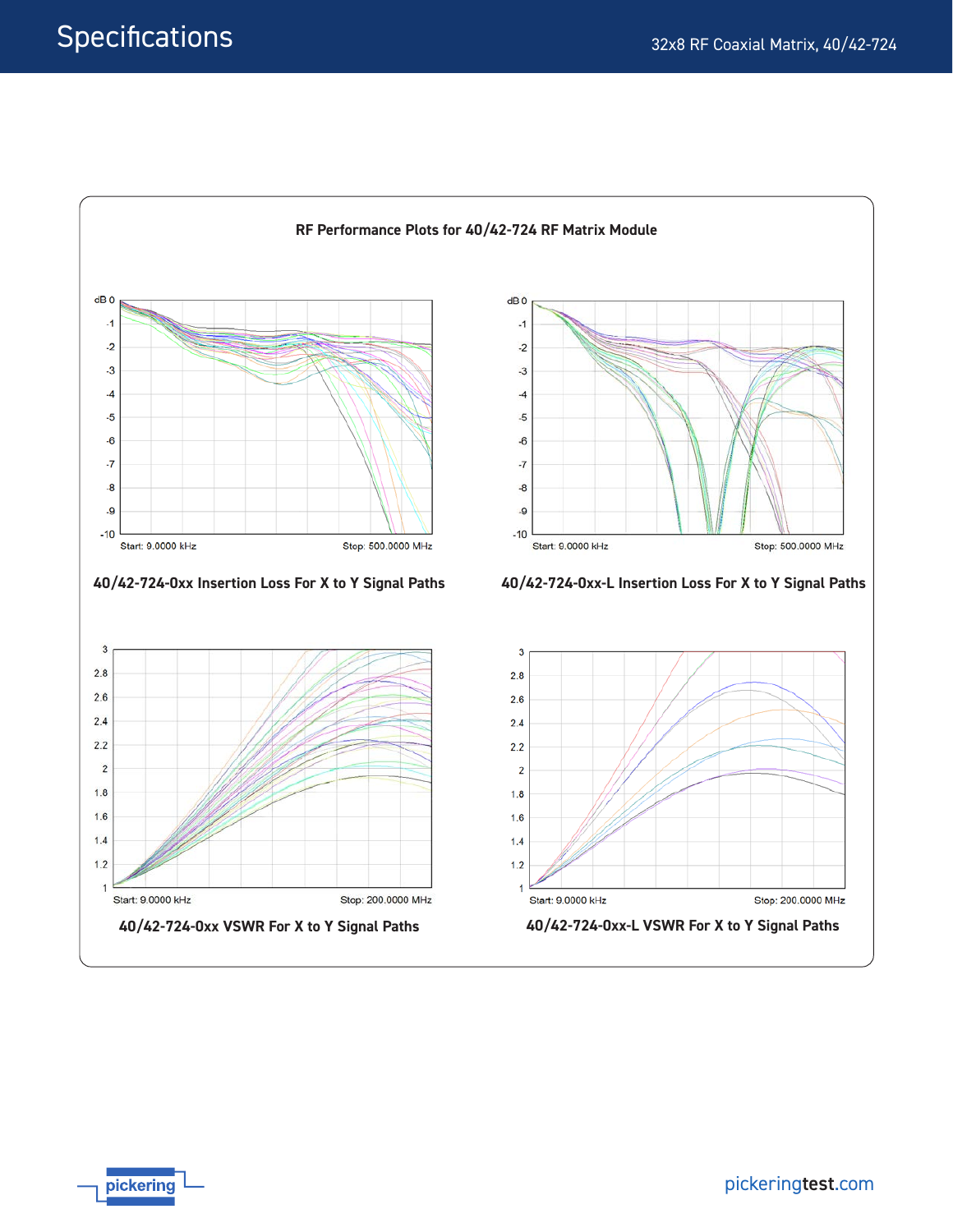## RF Performance Plots for 40/42-724 RF Matrix Module

dB 0, -1, -2, -3, -4, -5, -6, -7, -8, -9, -10

Start: 9.0000 kHz Stop: 500.0000 MHz

**40/42-724-0xx Insertion Loss For X to Y Signal Paths**

dB 0, -1, -2, -3, -4, -5, -6, -7, -8, -9, -10

Start: 9.0000 kHz Stop: 500.0000 MHz

**40/42-724-0xx-L Insertion Loss For X to Y Signal Paths**

3, 2.8, 2.6, 2.4, 2.2, 2, 1.8, 1.6, 1.4, 1.2, 1

Start: 9.0000 kHz Stop: 200.0000 MHz

**40/42-724-0xx VSWR For X to Y Signal Paths**

3, 2.8, 2.6, 2.4, 2.2, 2, 1.8, 1.6, 1.4, 1.2, 1

Start: 9.0000 kHz Stop: 200.0000 MHz

**40/42-724-0xx-L VSWR For X to Y Signal Paths**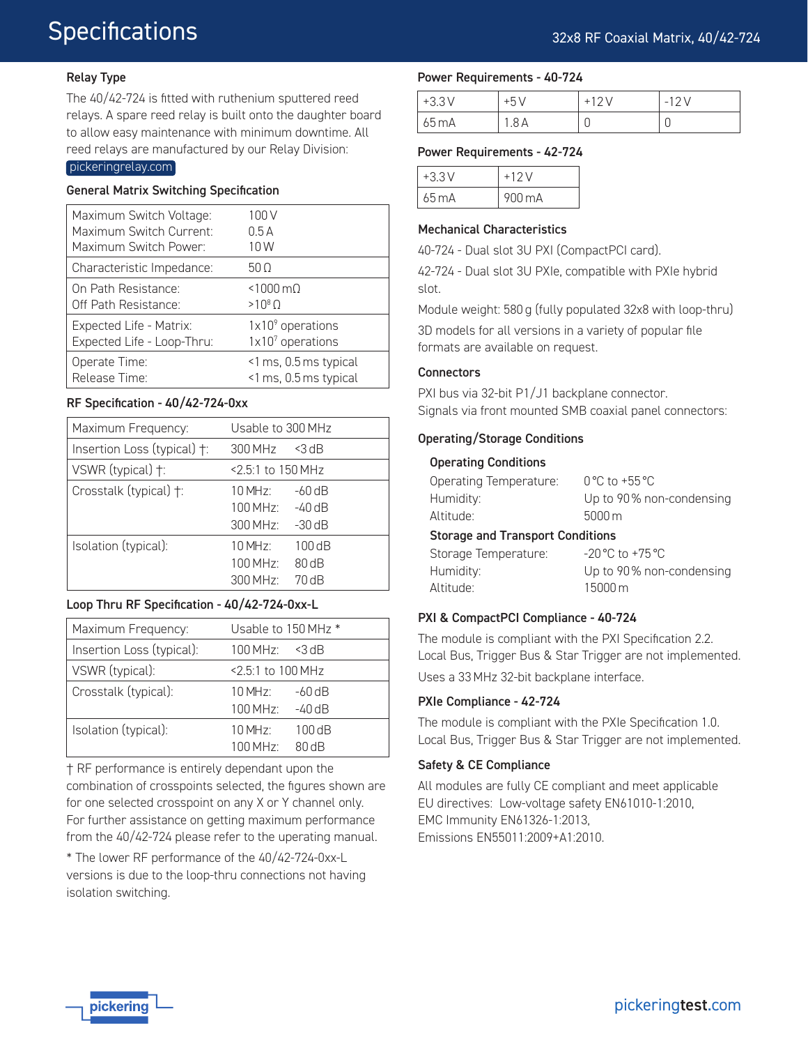# Specifications

### Relay Type

The 40/42-724 is fitted with ruthenium sputtered reed relays. A spare reed relay is built onto the daughter board to allow easy maintenance with minimum downtime. All reed relays are manufactured by our Relay Division: pickeringrelay.com

### General Matrix Switching Specification

| | |
|---|---|
| Maximum Switch Voltage:<br>Maximum Switch Current:<br>Maximum Switch Power: | 100 V<br>0.5 A<br>10 W |
| Characteristic Impedance: | 50 Ω |
| On Path Resistance:<br>Off Path Resistance: | <1000 mΩ<br>$>10^8$ Ω |
| Expected Life - Matrix:<br>Expected Life - Loop-Thru: | $1x10^9$ operations<br>$1x10^7$ operations |
| Operate Time:<br>Release Time: | <1 ms, 0.5 ms typical<br><1 ms, 0.5 ms typical |

### RF Specification - 40/42-724-0xx

| | |
|---|---|
| Maximum Frequency: | Usable to 300 MHz |
| Insertion Loss (typical) †: | 300 MHz <3 dB |
| VSWR (typical) †: | <2.5:1 to 150 MHz |
| Crosstalk (typical) †: | 10 MHz: -60 dB<br>100 MHz: -40 dB<br>300 MHz: -30 dB |
| Isolation (typical): | 10 MHz: 100 dB<br>100 MHz: 80 dB<br>300 MHz: 70 dB |

### Loop Thru RF Specification - 40/42-724-0xx-L

| | |
|---|---|
| Maximum Frequency: | Usable to 150 MHz * |
| Insertion Loss (typical): | 100 MHz: <3 dB |
| VSWR (typical): | <2.5:1 to 100 MHz |
| Crosstalk (typical): | 10 MHz: -60 dB<br>100 MHz: -40 dB |
| Isolation (typical): | 10 MHz: 100 dB<br>100 MHz: 80 dB |

† RF performance is entirely dependant upon the combination of crosspoints selected, the figures shown are for one selected crosspoint on any X or Y channel only. For further assistance on getting maximum performance from the 40/42-724 please refer to the uperating manual.

* The lower RF performance of the 40/42-724-0xx-L versions is due to the loop-thru connections not having isolation switching.

### Power Requirements - 40-724

| +3.3 V | +5 V | +12 V | -12 V |
|---|---|---|---|
| 65 mA | 1.8 A | 0 | 0 |

### Power Requirements - 42-724

| +3.3 V | +12 V |
|---|---|
| 65 mA | 900 mA |

### Mechanical Characteristics

40-724 - Dual slot 3U PXI (CompactPCI card).

42-724 - Dual slot 3U PXIe, compatible with PXIe hybrid slot.

Module weight: 580 g (fully populated 32x8 with loop-thru)

3D models for all versions in a variety of popular file formats are available on request.

### Connectors

PXI bus via 32-bit P1/J1 backplane connector.
Signals via front mounted SMB coaxial panel connectors:

### Operating/Storage Conditions

#### Operating Conditions

| | |
|---|---|
| Operating Temperature: | 0 °C to +55 °C |
| Humidity: | Up to 90 % non-condensing |
| Altitude: | 5000 m |

#### Storage and Transport Conditions

| | |
|---|---|
| Storage Temperature: | -20 °C to +75 °C |
| Humidity: | Up to 90 % non-condensing |
| Altitude: | 15000 m |

### PXI & CompactPCI Compliance - 40-724

The module is compliant with the PXI Specification 2.2. Local Bus, Trigger Bus & Star Trigger are not implemented.

Uses a 33 MHz 32-bit backplane interface.

### PXIe Compliance - 42-724

The module is compliant with the PXIe Specification 1.0. Local Bus, Trigger Bus & Star Trigger are not implemented.

### Safety & CE Compliance

All modules are fully CE compliant and meet applicable EU directives: Low-voltage safety EN61010-1:2010, EMC Immunity EN61326-1:2013, Emissions EN55011:2009+A1:2010.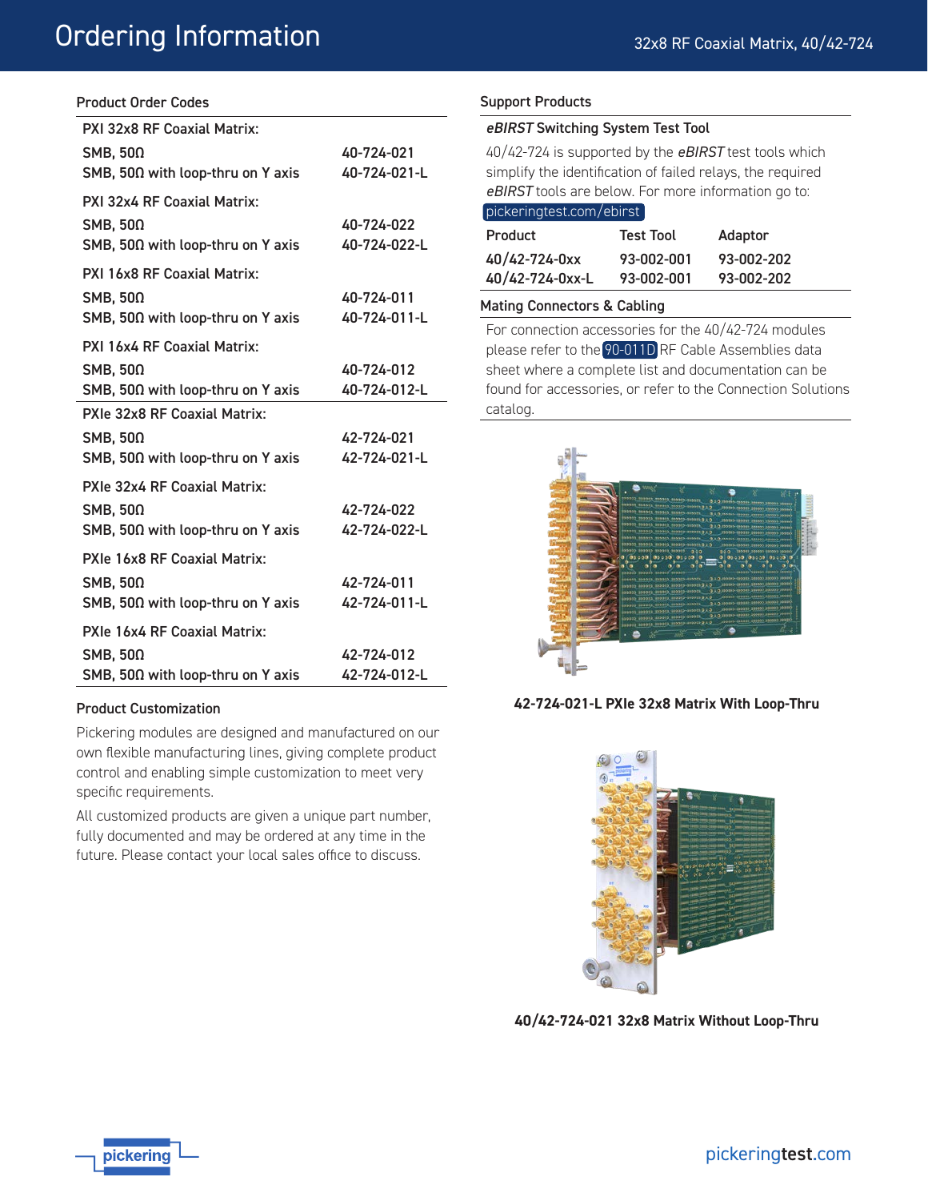# Ordering Information

## Product Order Codes

| | |
|---|---|
| **PXI 32x8 RF Coaxial Matrix:** | |
| SMB, 50Ω | 40-724-021 |
| SMB, 50Ω with loop-thru on Y axis | 40-724-021-L |
| **PXI 32x4 RF Coaxial Matrix:** | |
| SMB, 50Ω | 40-724-022 |
| SMB, 50Ω with loop-thru on Y axis | 40-724-022-L |
| **PXI 16x8 RF Coaxial Matrix:** | |
| SMB, 50Ω | 40-724-011 |
| SMB, 50Ω with loop-thru on Y axis | 40-724-011-L |
| **PXI 16x4 RF Coaxial Matrix:** | |
| SMB, 50Ω | 40-724-012 |
| SMB, 50Ω with loop-thru on Y axis | 40-724-012-L |
| **PXIe 32x8 RF Coaxial Matrix:** | |
| SMB, 50Ω | 42-724-021 |
| SMB, 50Ω with loop-thru on Y axis | 42-724-021-L |
| **PXIe 32x4 RF Coaxial Matrix:** | |
| SMB, 50Ω | 42-724-022 |
| SMB, 50Ω with loop-thru on Y axis | 42-724-022-L |
| **PXIe 16x8 RF Coaxial Matrix:** | |
| SMB, 50Ω | 42-724-011 |
| SMB, 50Ω with loop-thru on Y axis | 42-724-011-L |
| **PXIe 16x4 RF Coaxial Matrix:** | |
| SMB, 50Ω | 42-724-012 |
| SMB, 50Ω with loop-thru on Y axis | 42-724-012-L |

## Product Customization

Pickering modules are designed and manufactured on our own flexible manufacturing lines, giving complete product control and enabling simple customization to meet very specific requirements.

All customized products are given a unique part number, fully documented and may be ordered at any time in the future. Please contact your local sales office to discuss.

## Support Products

### *eBIRST* Switching System Test Tool

40/42-724 is supported by the *eBIRST* test tools which simplify the identification of failed relays, the required *eBIRST* tools are below. For more information go to: pickeringtest.com/ebirst

| Product | Test Tool | Adaptor |
|---|---|---|
| 40/42-724-0xx | 93-002-001 | 93-002-202 |
| 40/42-724-0xx-L | 93-002-001 | 93-002-202 |

### Mating Connectors & Cabling

For connection accessories for the 40/42-724 modules please refer to the 90-011D RF Cable Assemblies data sheet where a complete list and documentation can be found for accessories, or refer to the Connection Solutions catalog.

**42-724-021-L PXIe 32x8 Matrix With Loop-Thru**

**40/42-724-021 32x8 Matrix Without Loop-Thru**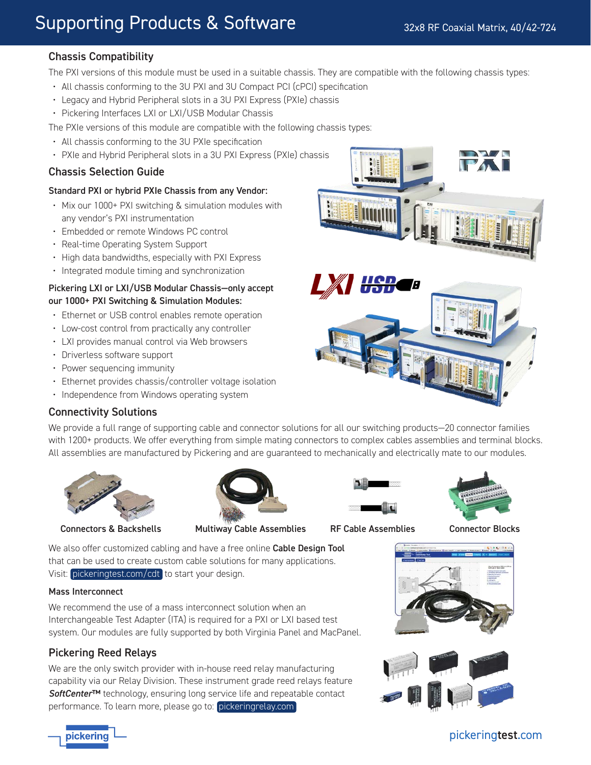# Supporting Products & Software

## Chassis Compatibility

The PXI versions of this module must be used in a suitable chassis. They are compatible with the following chassis types:

- All chassis conforming to the 3U PXI and 3U Compact PCI (cPCI) specification
- Legacy and Hybrid Peripheral slots in a 3U PXI Express (PXIe) chassis
- Pickering Interfaces LXI or LXI/USB Modular Chassis

The PXIe versions of this module are compatible with the following chassis types:

- All chassis conforming to the 3U PXIe specification
- PXIe and Hybrid Peripheral slots in a 3U PXI Express (PXIe) chassis

## Chassis Selection Guide

### Standard PXI or hybrid PXIe Chassis from any Vendor:

- Mix our 1000+ PXI switching & simulation modules with any vendor's PXI instrumentation
- Embedded or remote Windows PC control
- Real-time Operating System Support
- High data bandwidths, especially with PXI Express
- Integrated module timing and synchronization

### Pickering LXI or LXI/USB Modular Chassis—only accept our 1000+ PXI Switching & Simulation Modules:

- Ethernet or USB control enables remote operation
- Low-cost control from practically any controller
- LXI provides manual control via Web browsers
- Driverless software support
- Power sequencing immunity
- Ethernet provides chassis/controller voltage isolation
- Independence from Windows operating system

## Connectivity Solutions

We provide a full range of supporting cable and connector solutions for all our switching products—20 connector families with 1200+ products. We offer everything from simple mating connectors to complex cables assemblies and terminal blocks. All assemblies are manufactured by Pickering and are guaranteed to mechanically and electrically mate to our modules.

**Connectors & Backshells** | **Multiway Cable Assemblies** | **RF Cable Assemblies** | **Connector Blocks**

We also offer customized cabling and have a free online **Cable Design Tool** that can be used to create custom cable solutions for many applications. Visit: pickeringtest.com/cdt to start your design.

### Mass Interconnect

We recommend the use of a mass interconnect solution when an Interchangeable Test Adapter (ITA) is required for a PXI or LXI based test system. Our modules are fully supported by both Virginia Panel and MacPanel.

## Pickering Reed Relays

We are the only switch provider with in-house reed relay manufacturing capability via our Relay Division. These instrument grade reed relays feature ***SoftCenter™*** technology, ensuring long service life and repeatable contact performance. To learn more, please go to: pickeringrelay.com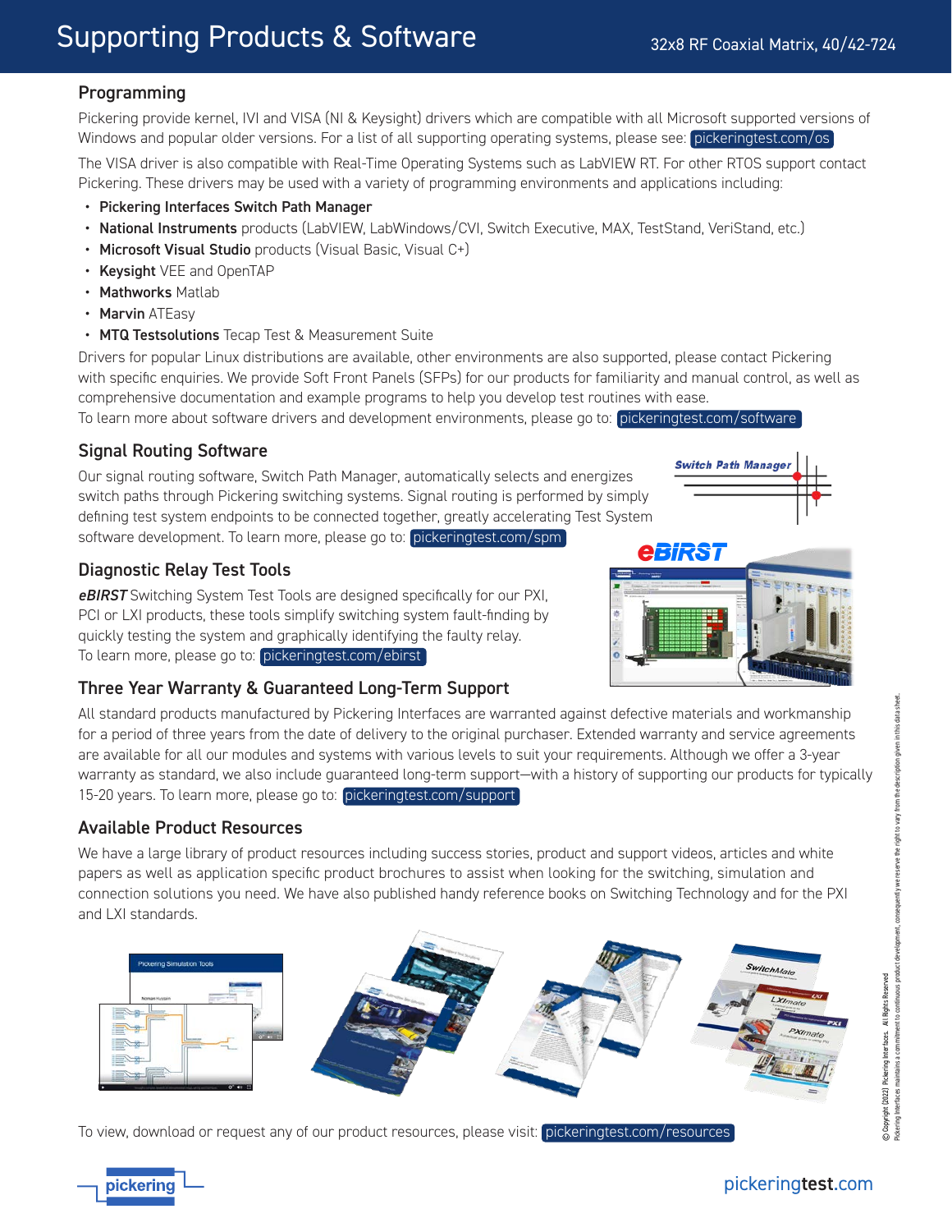# Supporting Products & Software

## Programming

Pickering provide kernel, IVI and VISA (NI & Keysight) drivers which are compatible with all Microsoft supported versions of Windows and popular older versions. For a list of all supporting operating systems, please see: pickeringtest.com/os

The VISA driver is also compatible with Real-Time Operating Systems such as LabVIEW RT. For other RTOS support contact Pickering. These drivers may be used with a variety of programming environments and applications including:

- **Pickering Interfaces Switch Path Manager**
- **National Instruments** products (LabVIEW, LabWindows/CVI, Switch Executive, MAX, TestStand, VeriStand, etc.)
- **Microsoft Visual Studio** products (Visual Basic, Visual C+)
- **Keysight** VEE and OpenTAP
- **Mathworks** Matlab
- **Marvin** ATEasy
- **MTQ Testsolutions** Tecap Test & Measurement Suite

Drivers for popular Linux distributions are available, other environments are also supported, please contact Pickering with specific enquiries. We provide Soft Front Panels (SFPs) for our products for familiarity and manual control, as well as comprehensive documentation and example programs to help you develop test routines with ease.
To learn more about software drivers and development environments, please go to: pickeringtest.com/software

## Signal Routing Software

Our signal routing software, Switch Path Manager, automatically selects and energizes switch paths through Pickering switching systems. Signal routing is performed by simply defining test system endpoints to be connected together, greatly accelerating Test System software development. To learn more, please go to: pickeringtest.com/spm

## Diagnostic Relay Test Tools

***eBIRST*** Switching System Test Tools are designed specifically for our PXI, PCI or LXI products, these tools simplify switching system fault-finding by quickly testing the system and graphically identifying the faulty relay.
To learn more, please go to: pickeringtest.com/ebirst

## Three Year Warranty & Guaranteed Long-Term Support

All standard products manufactured by Pickering Interfaces are warranted against defective materials and workmanship for a period of three years from the date of delivery to the original purchaser. Extended warranty and service agreements are available for all our modules and systems with various levels to suit your requirements. Although we offer a 3-year warranty as standard, we also include guaranteed long-term support—with a history of supporting our products for typically 15-20 years. To learn more, please go to: pickeringtest.com/support

## Available Product Resources

We have a large library of product resources including success stories, product and support videos, articles and white papers as well as application specific product brochures to assist when looking for the switching, simulation and connection solutions you need. We have also published handy reference books on Switching Technology and for the PXI and LXI standards.

To view, download or request any of our product resources, please visit: pickeringtest.com/resources

© Copyright (2022) Pickering Interfaces. All Rights Reserved
Pickering Interfaces maintains a commitment to continuous product development, consequently we reserve the right to vary from the description given in this data sheet.